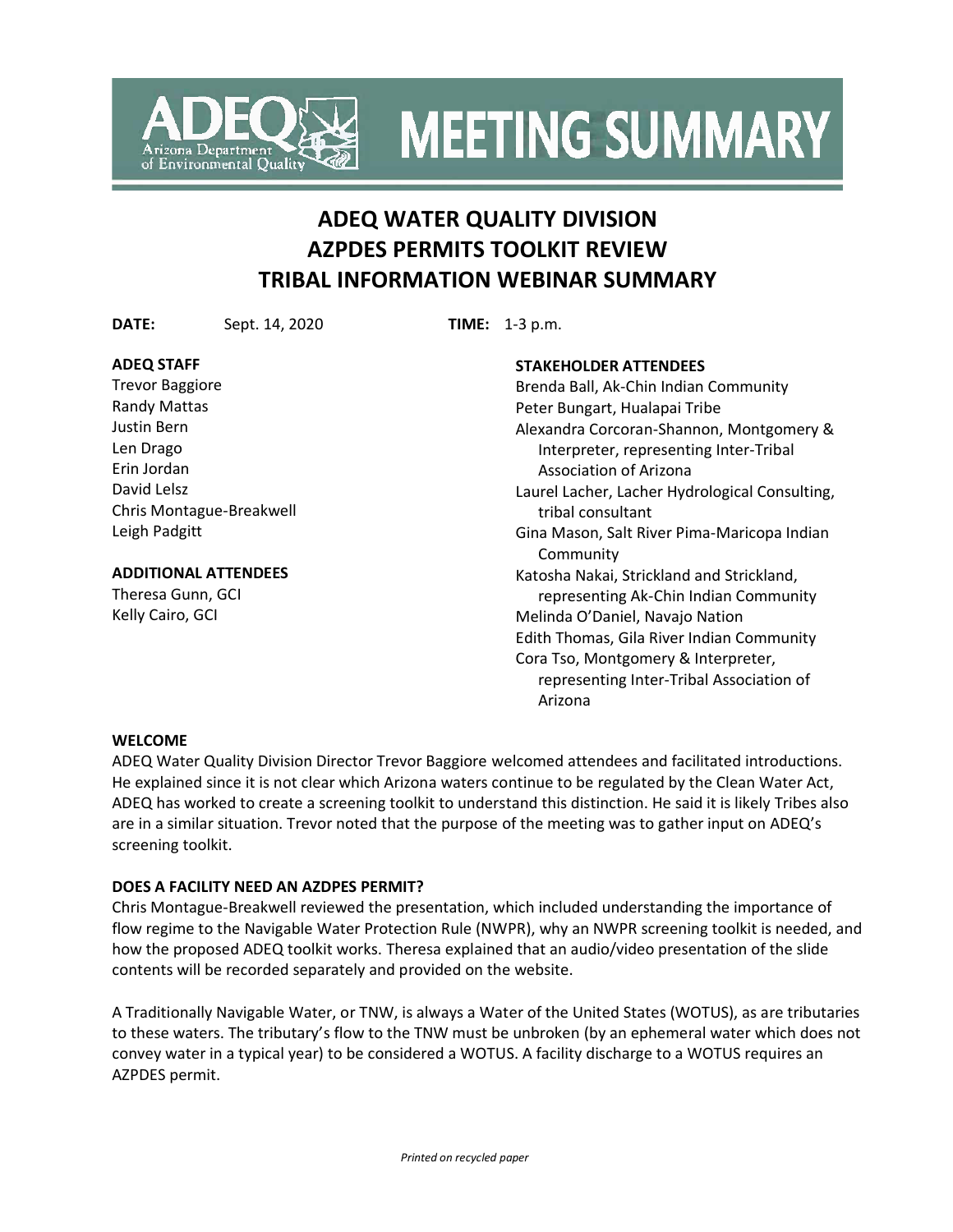# ADEQ MEETING SUMMARY

## ADEQ WATER QUALITY DIVISION
## AZPDES PERMITS TOOLKIT REVIEW
## TRIBAL INFORMATION WEBINAR SUMMARY

**DATE:** Sept. 14, 2020 **TIME:** 1-3 p.m.

**ADEQ STAFF**
Trevor Baggiore
Randy Mattas
Justin Bern
Len Drago
Erin Jordan
David Lelsz
Chris Montague-Breakwell
Leigh Padgitt

**ADDITIONAL ATTENDEES**
Theresa Gunn, GCI
Kelly Cairo, GCI

**STAKEHOLDER ATTENDEES**
Brenda Ball, Ak-Chin Indian Community
Peter Bungart, Hualapai Tribe
Alexandra Corcoran-Shannon, Montgomery & Interpreter, representing Inter-Tribal Association of Arizona
Laurel Lacher, Lacher Hydrological Consulting, tribal consultant
Gina Mason, Salt River Pima-Maricopa Indian Community
Katosha Nakai, Strickland and Strickland, representing Ak-Chin Indian Community
Melinda O'Daniel, Navajo Nation
Edith Thomas, Gila River Indian Community
Cora Tso, Montgomery & Interpreter, representing Inter-Tribal Association of Arizona

**WELCOME**

ADEQ Water Quality Division Director Trevor Baggiore welcomed attendees and facilitated introductions. He explained since it is not clear which Arizona waters continue to be regulated by the Clean Water Act, ADEQ has worked to create a screening toolkit to understand this distinction. He said it is likely Tribes also are in a similar situation. Trevor noted that the purpose of the meeting was to gather input on ADEQ's screening toolkit.

**DOES A FACILITY NEED AN AZDPES PERMIT?**

Chris Montague-Breakwell reviewed the presentation, which included understanding the importance of flow regime to the Navigable Water Protection Rule (NWPR), why an NWPR screening toolkit is needed, and how the proposed ADEQ toolkit works. Theresa explained that an audio/video presentation of the slide contents will be recorded separately and provided on the website.

A Traditionally Navigable Water, or TNW, is always a Water of the United States (WOTUS), as are tributaries to these waters. The tributary's flow to the TNW must be unbroken (by an ephemeral water which does not convey water in a typical year) to be considered a WOTUS. A facility discharge to a WOTUS requires an AZPDES permit.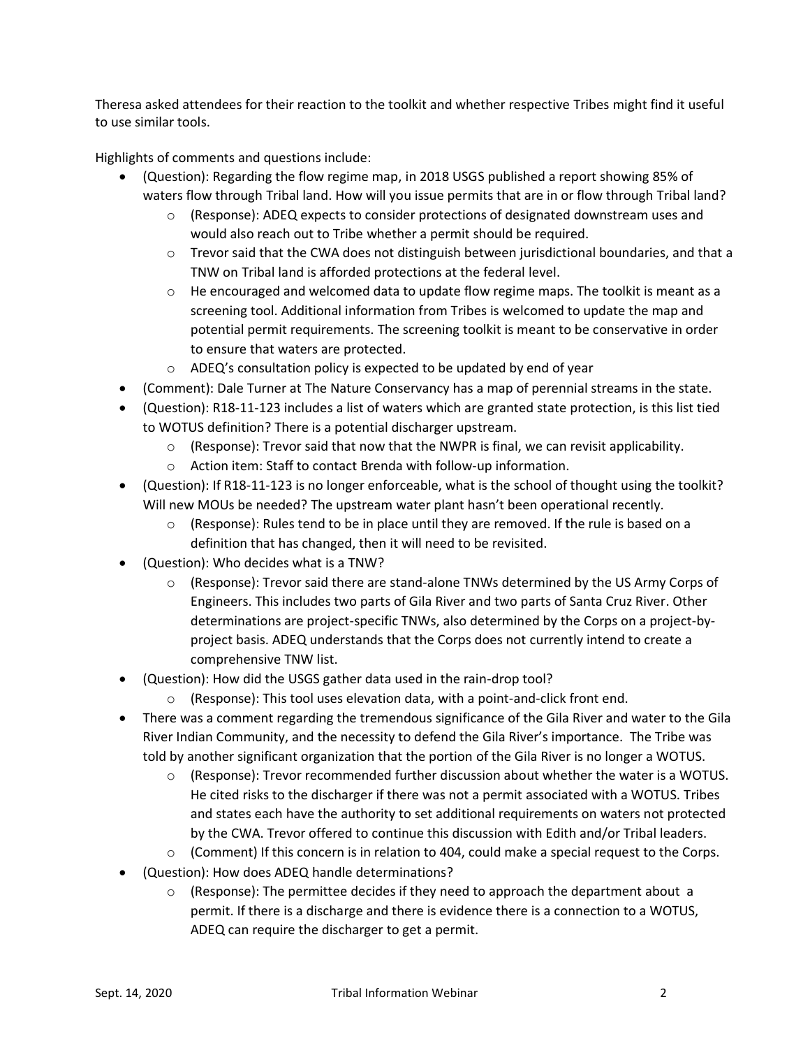Theresa asked attendees for their reaction to the toolkit and whether respective Tribes might find it useful to use similar tools.

Highlights of comments and questions include:

- (Question): Regarding the flow regime map, in 2018 USGS published a report showing 85% of waters flow through Tribal land. How will you issue permits that are in or flow through Tribal land?
    - (Response): ADEQ expects to consider protections of designated downstream uses and would also reach out to Tribe whether a permit should be required.
    - Trevor said that the CWA does not distinguish between jurisdictional boundaries, and that a TNW on Tribal land is afforded protections at the federal level.
    - He encouraged and welcomed data to update flow regime maps. The toolkit is meant as a screening tool. Additional information from Tribes is welcomed to update the map and potential permit requirements. The screening toolkit is meant to be conservative in order to ensure that waters are protected.
    - ADEQ's consultation policy is expected to be updated by end of year
- (Comment): Dale Turner at The Nature Conservancy has a map of perennial streams in the state.
- (Question): R18-11-123 includes a list of waters which are granted state protection, is this list tied to WOTUS definition? There is a potential discharger upstream.
    - (Response): Trevor said that now that the NWPR is final, we can revisit applicability.
    - Action item: Staff to contact Brenda with follow-up information.
- (Question): If R18-11-123 is no longer enforceable, what is the school of thought using the toolkit? Will new MOUs be needed? The upstream water plant hasn't been operational recently.
    - (Response): Rules tend to be in place until they are removed. If the rule is based on a definition that has changed, then it will need to be revisited.
- (Question): Who decides what is a TNW?
    - (Response): Trevor said there are stand-alone TNWs determined by the US Army Corps of Engineers. This includes two parts of Gila River and two parts of Santa Cruz River. Other determinations are project-specific TNWs, also determined by the Corps on a project-by-project basis. ADEQ understands that the Corps does not currently intend to create a comprehensive TNW list.
- (Question): How did the USGS gather data used in the rain-drop tool?
    - (Response): This tool uses elevation data, with a point-and-click front end.
- There was a comment regarding the tremendous significance of the Gila River and water to the Gila River Indian Community, and the necessity to defend the Gila River's importance. The Tribe was told by another significant organization that the portion of the Gila River is no longer a WOTUS.
    - (Response): Trevor recommended further discussion about whether the water is a WOTUS. He cited risks to the discharger if there was not a permit associated with a WOTUS. Tribes and states each have the authority to set additional requirements on waters not protected by the CWA. Trevor offered to continue this discussion with Edith and/or Tribal leaders.
    - (Comment) If this concern is in relation to 404, could make a special request to the Corps.
- (Question): How does ADEQ handle determinations?
    - (Response): The permittee decides if they need to approach the department about a permit. If there is a discharge and there is evidence there is a connection to a WOTUS, ADEQ can require the discharger to get a permit.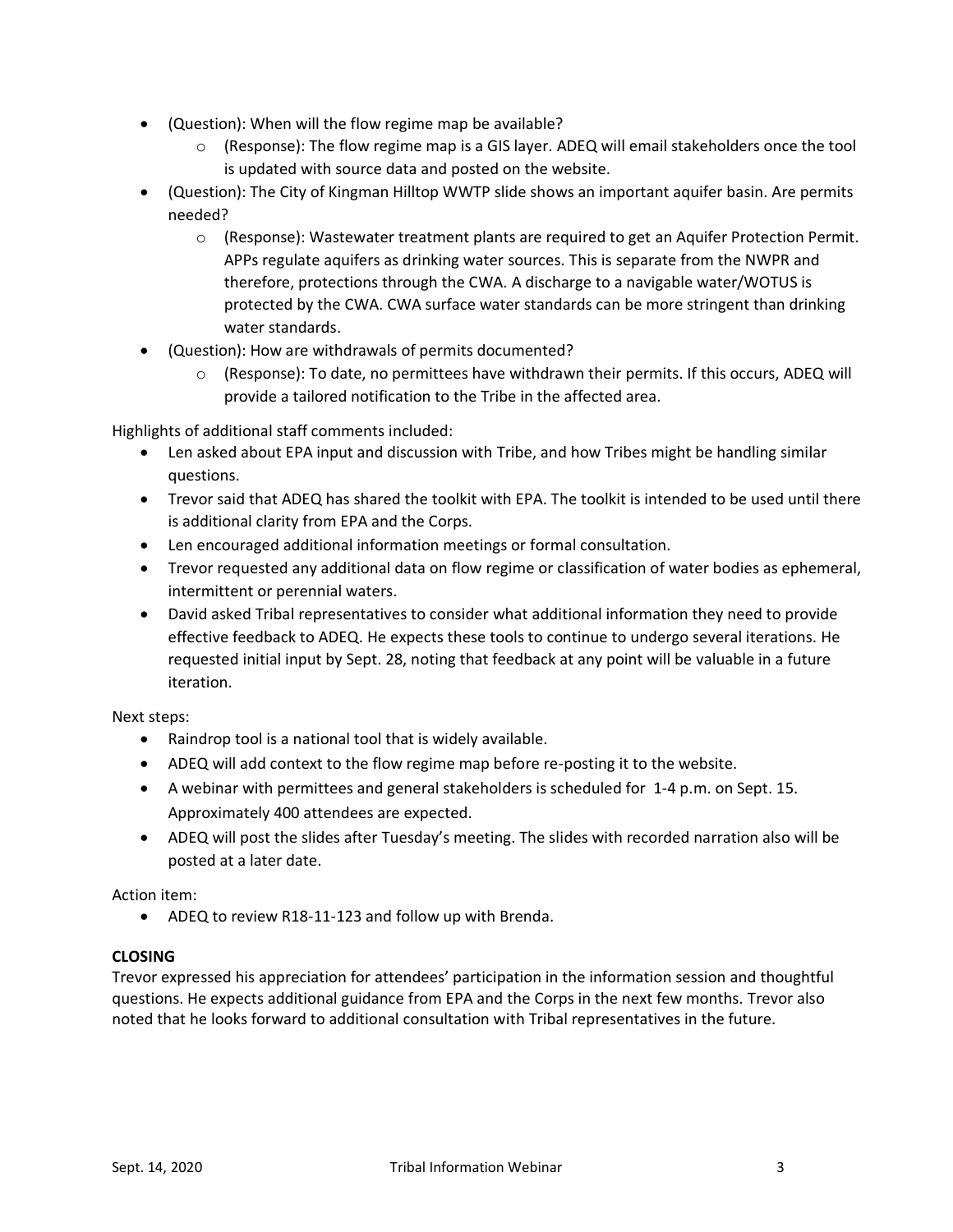- (Question): When will the flow regime map be available?
    - (Response): The flow regime map is a GIS layer. ADEQ will email stakeholders once the tool is updated with source data and posted on the website.
- (Question): The City of Kingman Hilltop WWTP slide shows an important aquifer basin. Are permits needed?
    - (Response): Wastewater treatment plants are required to get an Aquifer Protection Permit. APPs regulate aquifers as drinking water sources. This is separate from the NWPR and therefore, protections through the CWA. A discharge to a navigable water/WOTUS is protected by the CWA. CWA surface water standards can be more stringent than drinking water standards.
- (Question): How are withdrawals of permits documented?
    - (Response): To date, no permittees have withdrawn their permits. If this occurs, ADEQ will provide a tailored notification to the Tribe in the affected area.

Highlights of additional staff comments included:

- Len asked about EPA input and discussion with Tribe, and how Tribes might be handling similar questions.
- Trevor said that ADEQ has shared the toolkit with EPA. The toolkit is intended to be used until there is additional clarity from EPA and the Corps.
- Len encouraged additional information meetings or formal consultation.
- Trevor requested any additional data on flow regime or classification of water bodies as ephemeral, intermittent or perennial waters.
- David asked Tribal representatives to consider what additional information they need to provide effective feedback to ADEQ. He expects these tools to continue to undergo several iterations. He requested initial input by Sept. 28, noting that feedback at any point will be valuable in a future iteration.

Next steps:

- Raindrop tool is a national tool that is widely available.
- ADEQ will add context to the flow regime map before re-posting it to the website.
- A webinar with permittees and general stakeholders is scheduled for 1-4 p.m. on Sept. 15. Approximately 400 attendees are expected.
- ADEQ will post the slides after Tuesday's meeting. The slides with recorded narration also will be posted at a later date.

Action item:

- ADEQ to review R18-11-123 and follow up with Brenda.

**CLOSING**

Trevor expressed his appreciation for attendees' participation in the information session and thoughtful questions. He expects additional guidance from EPA and the Corps in the next few months. Trevor also noted that he looks forward to additional consultation with Tribal representatives in the future.